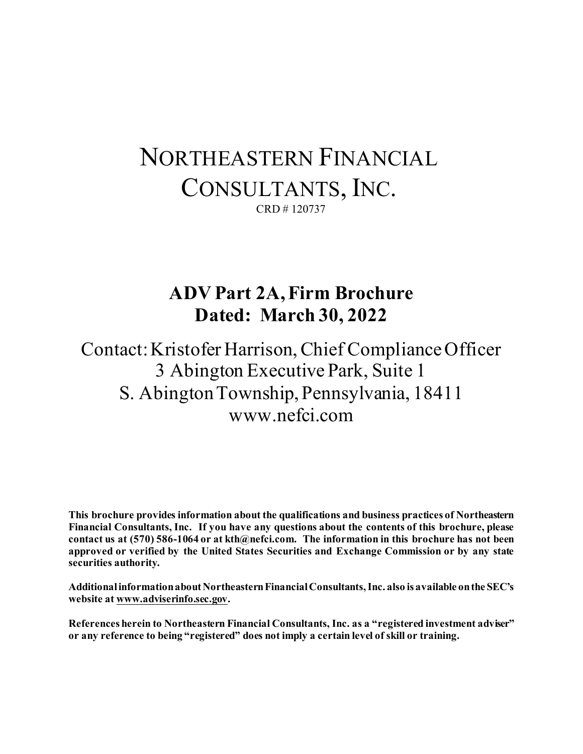# NORTHEASTERN FINANCIAL CONSULTANTS, INC.

CRD # 120737

## ADV Part 2A, Firm Brochure
## Dated: March 30, 2022

Contact: Kristofer Harrison, Chief Compliance Officer
3 Abington Executive Park, Suite 1
S. Abington Township, Pennsylvania, 18411
www.nefci.com

**This brochure provides information about the qualifications and business practices of Northeastern Financial Consultants, Inc. If you have any questions about the contents of this brochure, please contact us at (570) 586-1064 or at kth@nefci.com. The information in this brochure has not been approved or verified by the United States Securities and Exchange Commission or by any state securities authority.**

**Additional information about Northeastern Financial Consultants, Inc. also is available on the SEC's website at www.adviserinfo.sec.gov.**

**References herein to Northeastern Financial Consultants, Inc. as a "registered investment adviser" or any reference to being "registered" does not imply a certain level of skill or training.**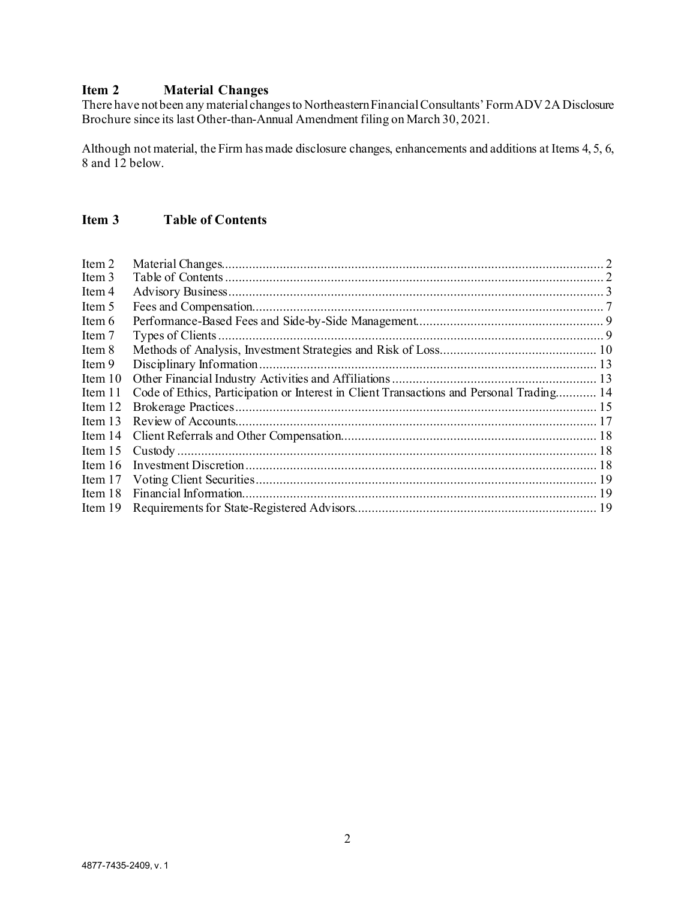## Item 2 Material Changes

There have not been any material changes to Northeastern Financial Consultants' Form ADV 2A Disclosure Brochure since its last Other-than-Annual Amendment filing on March 30, 2021.

Although not material, the Firm has made disclosure changes, enhancements and additions at Items 4, 5, 6, 8 and 12 below.

## Item 3 Table of Contents

| | | |
|---|---|---|
| Item 2 | Material Changes | 2 |
| Item 3 | Table of Contents | 2 |
| Item 4 | Advisory Business | 3 |
| Item 5 | Fees and Compensation | 7 |
| Item 6 | Performance-Based Fees and Side-by-Side Management | 9 |
| Item 7 | Types of Clients | 9 |
| Item 8 | Methods of Analysis, Investment Strategies and Risk of Loss | 10 |
| Item 9 | Disciplinary Information | 13 |
| Item 10 | Other Financial Industry Activities and Affiliations | 13 |
| Item 11 | Code of Ethics, Participation or Interest in Client Transactions and Personal Trading | 14 |
| Item 12 | Brokerage Practices | 15 |
| Item 13 | Review of Accounts | 17 |
| Item 14 | Client Referrals and Other Compensation | 18 |
| Item 15 | Custody | 18 |
| Item 16 | Investment Discretion | 18 |
| Item 17 | Voting Client Securities | 19 |
| Item 18 | Financial Information | 19 |
| Item 19 | Requirements for State-Registered Advisors | 19 |

4877-7435-2409, v. 1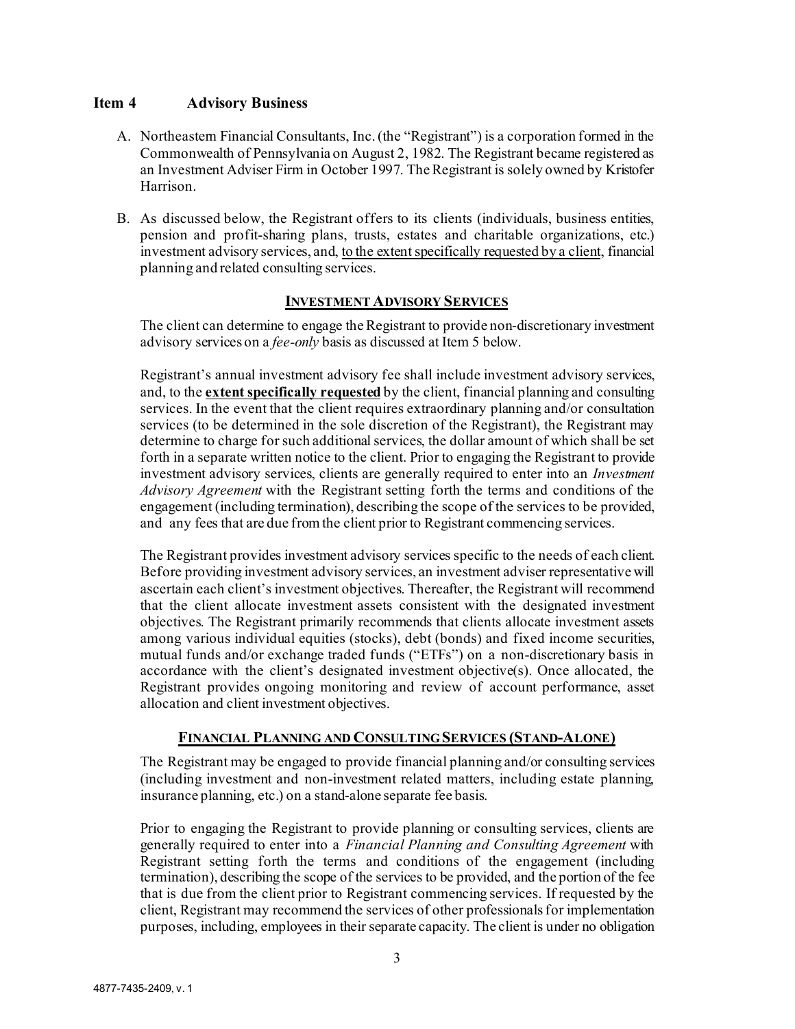## Item 4 Advisory Business

A. Northeastern Financial Consultants, Inc. (the "Registrant") is a corporation formed in the Commonwealth of Pennsylvania on August 2, 1982. The Registrant became registered as an Investment Adviser Firm in October 1997. The Registrant is solely owned by Kristofer Harrison.

B. As discussed below, the Registrant offers to its clients (individuals, business entities, pension and profit-sharing plans, trusts, estates and charitable organizations, etc.) investment advisory services, and, <u>to the extent specifically requested by a client</u>, financial planning and related consulting services.

### <u>INVESTMENT ADVISORY SERVICES</u>

The client can determine to engage the Registrant to provide non-discretionary investment advisory services on a *fee-only* basis as discussed at Item 5 below.

Registrant's annual investment advisory fee shall include investment advisory services, and, to the **<u>extent specifically requested</u>** by the client, financial planning and consulting services. In the event that the client requires extraordinary planning and/or consultation services (to be determined in the sole discretion of the Registrant), the Registrant may determine to charge for such additional services, the dollar amount of which shall be set forth in a separate written notice to the client. Prior to engaging the Registrant to provide investment advisory services, clients are generally required to enter into an *Investment Advisory Agreement* with the Registrant setting forth the terms and conditions of the engagement (including termination), describing the scope of the services to be provided, and any fees that are due from the client prior to Registrant commencing services.

The Registrant provides investment advisory services specific to the needs of each client. Before providing investment advisory services, an investment adviser representative will ascertain each client's investment objectives. Thereafter, the Registrant will recommend that the client allocate investment assets consistent with the designated investment objectives. The Registrant primarily recommends that clients allocate investment assets among various individual equities (stocks), debt (bonds) and fixed income securities, mutual funds and/or exchange traded funds ("ETFs") on a non-discretionary basis in accordance with the client's designated investment objective(s). Once allocated, the Registrant provides ongoing monitoring and review of account performance, asset allocation and client investment objectives.

### <u>FINANCIAL PLANNING AND CONSULTING SERVICES (STAND-ALONE)</u>

The Registrant may be engaged to provide financial planning and/or consulting services (including investment and non-investment related matters, including estate planning, insurance planning, etc.) on a stand-alone separate fee basis.

Prior to engaging the Registrant to provide planning or consulting services, clients are generally required to enter into a *Financial Planning and Consulting Agreement* with Registrant setting forth the terms and conditions of the engagement (including termination), describing the scope of the services to be provided, and the portion of the fee that is due from the client prior to Registrant commencing services. If requested by the client, Registrant may recommend the services of other professionals for implementation purposes, including, employees in their separate capacity. The client is under no obligation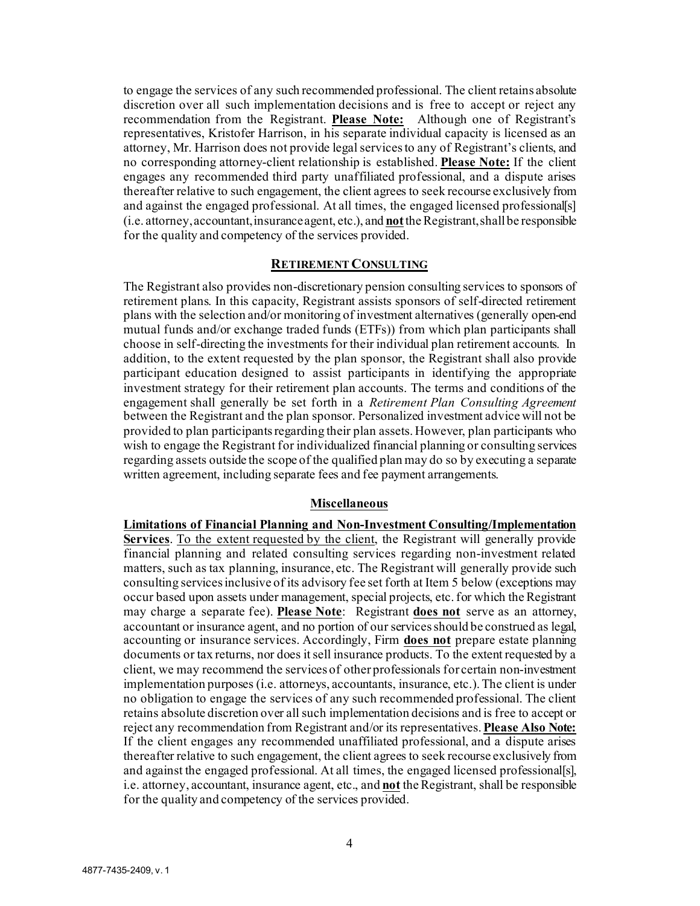to engage the services of any such recommended professional. The client retains absolute discretion over all such implementation decisions and is free to accept or reject any recommendation from the Registrant. **Please Note:** Although one of Registrant's representatives, Kristofer Harrison, in his separate individual capacity is licensed as an attorney, Mr. Harrison does not provide legal services to any of Registrant's clients, and no corresponding attorney-client relationship is established. **Please Note:** If the client engages any recommended third party unaffiliated professional, and a dispute arises thereafter relative to such engagement, the client agrees to seek recourse exclusively from and against the engaged professional. At all times, the engaged licensed professional[s] (i.e. attorney, accountant, insurance agent, etc.), and **not** the Registrant, shall be responsible for the quality and competency of the services provided.

## RETIREMENT CONSULTING

The Registrant also provides non-discretionary pension consulting services to sponsors of retirement plans. In this capacity, Registrant assists sponsors of self-directed retirement plans with the selection and/or monitoring of investment alternatives (generally open-end mutual funds and/or exchange traded funds (ETFs)) from which plan participants shall choose in self-directing the investments for their individual plan retirement accounts. In addition, to the extent requested by the plan sponsor, the Registrant shall also provide participant education designed to assist participants in identifying the appropriate investment strategy for their retirement plan accounts. The terms and conditions of the engagement shall generally be set forth in a *Retirement Plan Consulting Agreement* between the Registrant and the plan sponsor. Personalized investment advice will not be provided to plan participants regarding their plan assets. However, plan participants who wish to engage the Registrant for individualized financial planning or consulting services regarding assets outside the scope of the qualified plan may do so by executing a separate written agreement, including separate fees and fee payment arrangements.

## Miscellaneous

**Limitations of Financial Planning and Non-Investment Consulting/Implementation Services**. To the extent requested by the client, the Registrant will generally provide financial planning and related consulting services regarding non-investment related matters, such as tax planning, insurance, etc. The Registrant will generally provide such consulting services inclusive of its advisory fee set forth at Item 5 below (exceptions may occur based upon assets under management, special projects, etc. for which the Registrant may charge a separate fee). **Please Note**: Registrant **does not** serve as an attorney, accountant or insurance agent, and no portion of our services should be construed as legal, accounting or insurance services. Accordingly, Firm **does not** prepare estate planning documents or tax returns, nor does it sell insurance products. To the extent requested by a client, we may recommend the services of other professionals for certain non-investment implementation purposes (i.e. attorneys, accountants, insurance, etc.). The client is under no obligation to engage the services of any such recommended professional. The client retains absolute discretion over all such implementation decisions and is free to accept or reject any recommendation from Registrant and/or its representatives. **Please Also Note:** If the client engages any recommended unaffiliated professional, and a dispute arises thereafter relative to such engagement, the client agrees to seek recourse exclusively from and against the engaged professional. At all times, the engaged licensed professional[s], i.e. attorney, accountant, insurance agent, etc., and **not** the Registrant, shall be responsible for the quality and competency of the services provided.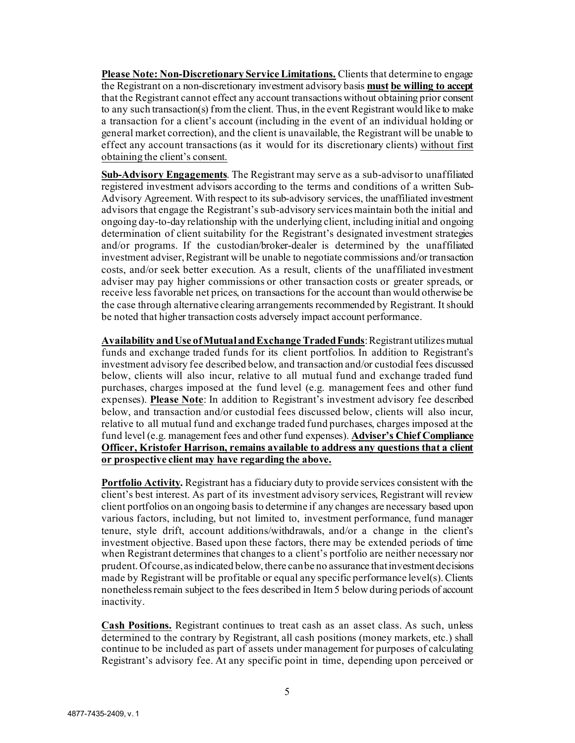**<u>Please Note: Non-Discretionary Service Limitations.</u>** Clients that determine to engage the Registrant on a non-discretionary investment advisory basis **<u>must be willing to accept</u>** that the Registrant cannot effect any account transactions without obtaining prior consent to any such transaction(s) from the client. Thus, in the event Registrant would like to make a transaction for a client's account (including in the event of an individual holding or general market correction), and the client is unavailable, the Registrant will be unable to effect any account transactions (as it would for its discretionary clients) <u>without first obtaining the client's consent.</u>

**<u>Sub-Advisory Engagements</u>**. The Registrant may serve as a sub-advisor to unaffiliated registered investment advisors according to the terms and conditions of a written Sub-Advisory Agreement. With respect to its sub-advisory services, the unaffiliated investment advisors that engage the Registrant's sub-advisory services maintain both the initial and ongoing day-to-day relationship with the underlying client, including initial and ongoing determination of client suitability for the Registrant's designated investment strategies and/or programs. If the custodian/broker-dealer is determined by the unaffiliated investment adviser, Registrant will be unable to negotiate commissions and/or transaction costs, and/or seek better execution. As a result, clients of the unaffiliated investment adviser may pay higher commissions or other transaction costs or greater spreads, or receive less favorable net prices, on transactions for the account than would otherwise be the case through alternative clearing arrangements recommended by Registrant. It should be noted that higher transaction costs adversely impact account performance.

**<u>Availability and Use of Mutual and Exchange Traded Funds</u>**: Registrant utilizes mutual funds and exchange traded funds for its client portfolios. In addition to Registrant's investment advisory fee described below, and transaction and/or custodial fees discussed below, clients will also incur, relative to all mutual fund and exchange traded fund purchases, charges imposed at the fund level (e.g. management fees and other fund expenses). **<u>Please Note</u>**: In addition to Registrant's investment advisory fee described below, and transaction and/or custodial fees discussed below, clients will also incur, relative to all mutual fund and exchange traded fund purchases, charges imposed at the fund level (e.g. management fees and other fund expenses). **<u>Adviser's Chief Compliance Officer, Kristofer Harrison, remains available to address any questions that a client or prospective client may have regarding the above.</u>**

**<u>Portfolio Activity.</u>** Registrant has a fiduciary duty to provide services consistent with the client's best interest. As part of its investment advisory services, Registrant will review client portfolios on an ongoing basis to determine if any changes are necessary based upon various factors, including, but not limited to, investment performance, fund manager tenure, style drift, account additions/withdrawals, and/or a change in the client's investment objective. Based upon these factors, there may be extended periods of time when Registrant determines that changes to a client's portfolio are neither necessary nor prudent. Of course, as indicated below, there can be no assurance that investment decisions made by Registrant will be profitable or equal any specific performance level(s). Clients nonetheless remain subject to the fees described in Item 5 below during periods of account inactivity.

**<u>Cash Positions.</u>** Registrant continues to treat cash as an asset class. As such, unless determined to the contrary by Registrant, all cash positions (money markets, etc.) shall continue to be included as part of assets under management for purposes of calculating Registrant's advisory fee. At any specific point in time, depending upon perceived or

4877-7435-2409, v. 1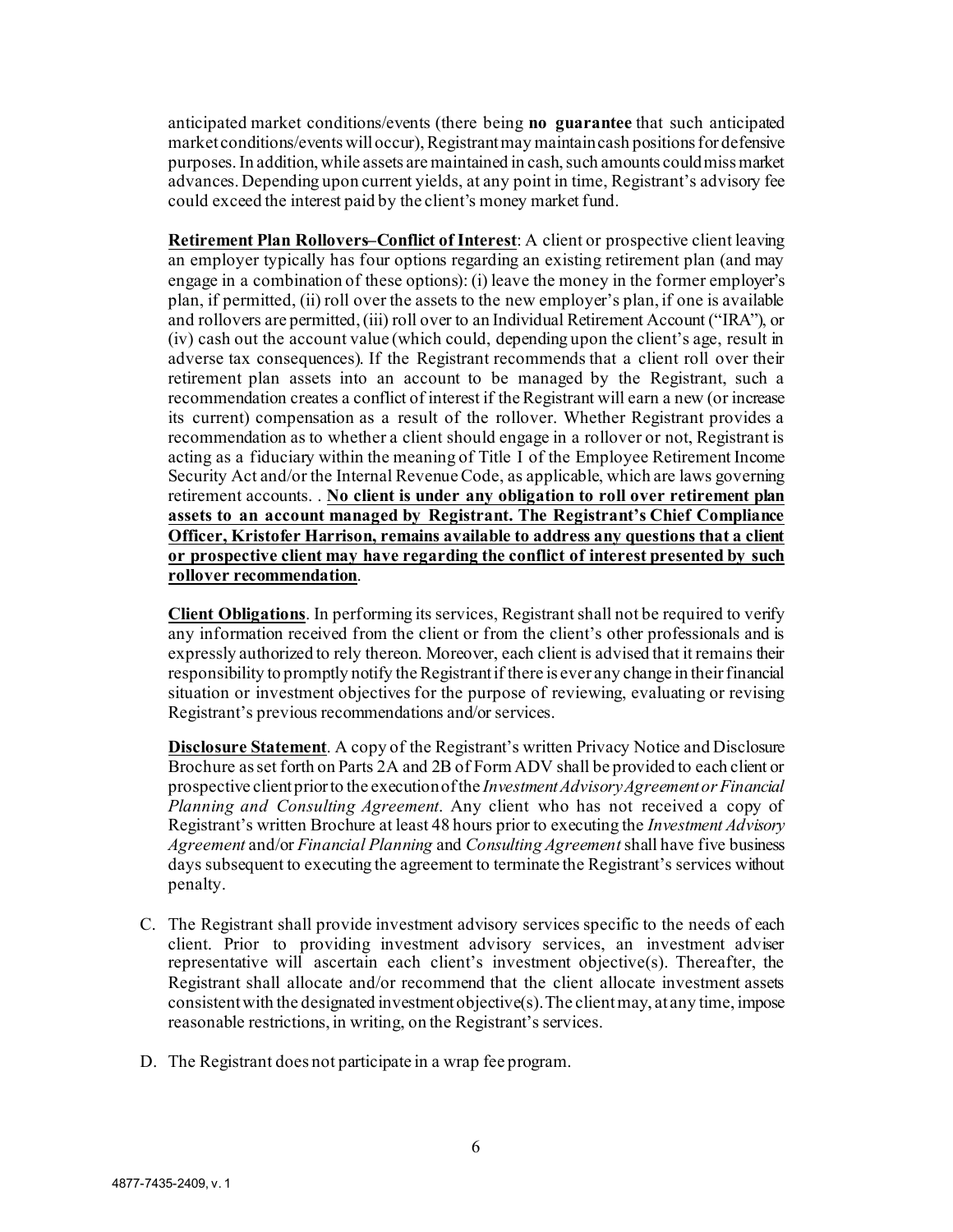anticipated market conditions/events (there being **no guarantee** that such anticipated market conditions/events will occur), Registrant may maintain cash positions for defensive purposes. In addition, while assets are maintained in cash, such amounts could miss market advances. Depending upon current yields, at any point in time, Registrant's advisory fee could exceed the interest paid by the client's money market fund.

**Retirement Plan Rollovers–Conflict of Interest**: A client or prospective client leaving an employer typically has four options regarding an existing retirement plan (and may engage in a combination of these options): (i) leave the money in the former employer's plan, if permitted, (ii) roll over the assets to the new employer's plan, if one is available and rollovers are permitted, (iii) roll over to an Individual Retirement Account ("IRA"), or (iv) cash out the account value (which could, depending upon the client's age, result in adverse tax consequences). If the Registrant recommends that a client roll over their retirement plan assets into an account to be managed by the Registrant, such a recommendation creates a conflict of interest if the Registrant will earn a new (or increase its current) compensation as a result of the rollover. Whether Registrant provides a recommendation as to whether a client should engage in a rollover or not, Registrant is acting as a fiduciary within the meaning of Title I of the Employee Retirement Income Security Act and/or the Internal Revenue Code, as applicable, which are laws governing retirement accounts. . **No client is under any obligation to roll over retirement plan assets to an account managed by Registrant. The Registrant's Chief Compliance Officer, Kristofer Harrison, remains available to address any questions that a client or prospective client may have regarding the conflict of interest presented by such rollover recommendation**.

**Client Obligations**. In performing its services, Registrant shall not be required to verify any information received from the client or from the client's other professionals and is expressly authorized to rely thereon. Moreover, each client is advised that it remains their responsibility to promptly notify the Registrant if there is ever any change in their financial situation or investment objectives for the purpose of reviewing, evaluating or revising Registrant's previous recommendations and/or services.

**Disclosure Statement**. A copy of the Registrant's written Privacy Notice and Disclosure Brochure as set forth on Parts 2A and 2B of Form ADV shall be provided to each client or prospective client prior to the execution of the *Investment Advisory Agreement or Financial Planning and Consulting Agreement*. Any client who has not received a copy of Registrant's written Brochure at least 48 hours prior to executing the *Investment Advisory Agreement* and/or *Financial Planning* and *Consulting Agreement* shall have five business days subsequent to executing the agreement to terminate the Registrant's services without penalty.

C. The Registrant shall provide investment advisory services specific to the needs of each client. Prior to providing investment advisory services, an investment adviser representative will ascertain each client's investment objective(s). Thereafter, the Registrant shall allocate and/or recommend that the client allocate investment assets consistent with the designated investment objective(s). The client may, at any time, impose reasonable restrictions, in writing, on the Registrant's services.

D. The Registrant does not participate in a wrap fee program.

4877-7435-2409, v. 1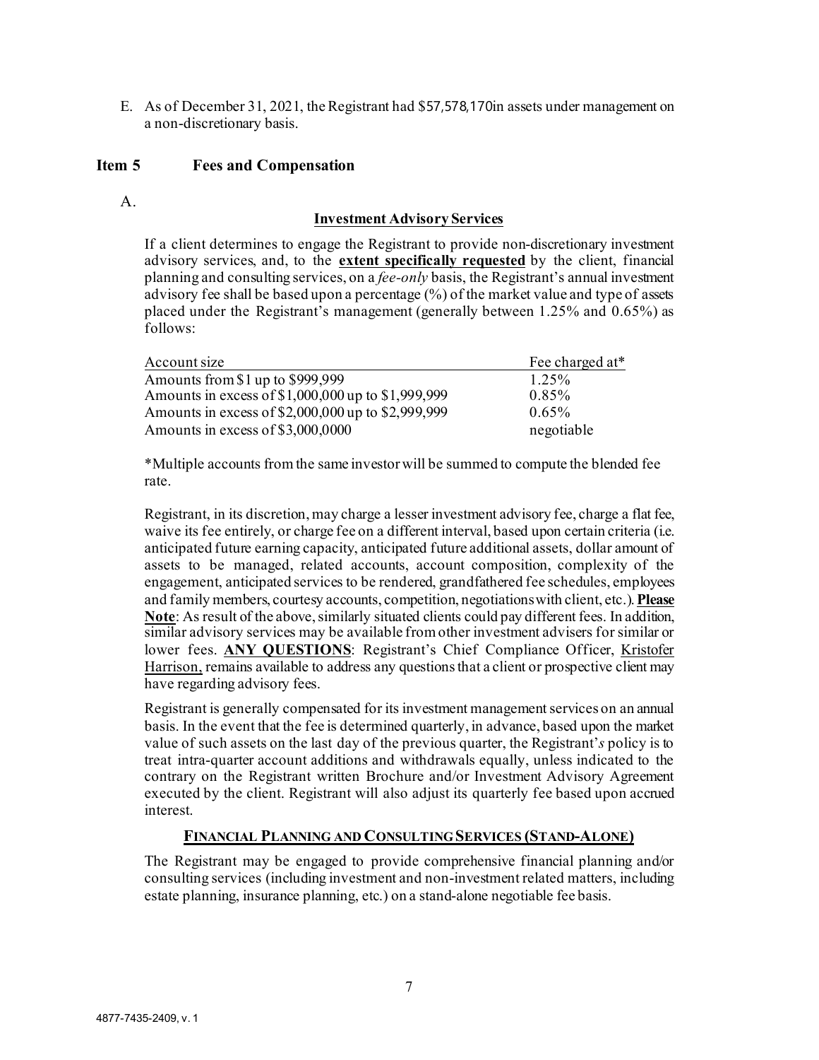E. As of December 31, 2021, the Registrant had $57,578,170in assets under management on a non-discretionary basis.

## Item 5 Fees and Compensation

A.

**Investment Advisory Services**

If a client determines to engage the Registrant to provide non-discretionary investment advisory services, and, to the **extent specifically requested** by the client, financial planning and consulting services, on a *fee-only* basis, the Registrant's annual investment advisory fee shall be based upon a percentage (%) of the market value and type of assets placed under the Registrant's management (generally between 1.25% and 0.65%) as follows:

| Account size | Fee charged at* |
|---|---|
| Amounts from $1 up to $999,999 | 1.25% |
| Amounts in excess of $1,000,000 up to $1,999,999 | 0.85% |
| Amounts in excess of $2,000,000 up to $2,999,999 | 0.65% |
| Amounts in excess of $3,000,0000 | negotiable |

*Multiple accounts from the same investor will be summed to compute the blended fee rate.

Registrant, in its discretion, may charge a lesser investment advisory fee, charge a flat fee, waive its fee entirely, or charge fee on a different interval, based upon certain criteria (i.e. anticipated future earning capacity, anticipated future additional assets, dollar amount of assets to be managed, related accounts, account composition, complexity of the engagement, anticipated services to be rendered, grandfathered fee schedules, employees and family members, courtesy accounts, competition, negotiations with client, etc.). **Please Note**: As result of the above, similarly situated clients could pay different fees. In addition, similar advisory services may be available from other investment advisers for similar or lower fees. **ANY QUESTIONS**: Registrant's Chief Compliance Officer, Kristofer Harrison, remains available to address any questions that a client or prospective client may have regarding advisory fees.

Registrant is generally compensated for its investment management services on an annual basis. In the event that the fee is determined quarterly, in advance, based upon the market value of such assets on the last day of the previous quarter, the Registrant'*s* policy is to treat intra-quarter account additions and withdrawals equally, unless indicated to the contrary on the Registrant written Brochure and/or Investment Advisory Agreement executed by the client. Registrant will also adjust its quarterly fee based upon accrued interest.

**FINANCIAL PLANNING AND CONSULTING SERVICES (STAND-ALONE)**

The Registrant may be engaged to provide comprehensive financial planning and/or consulting services (including investment and non-investment related matters, including estate planning, insurance planning, etc.) on a stand-alone negotiable fee basis.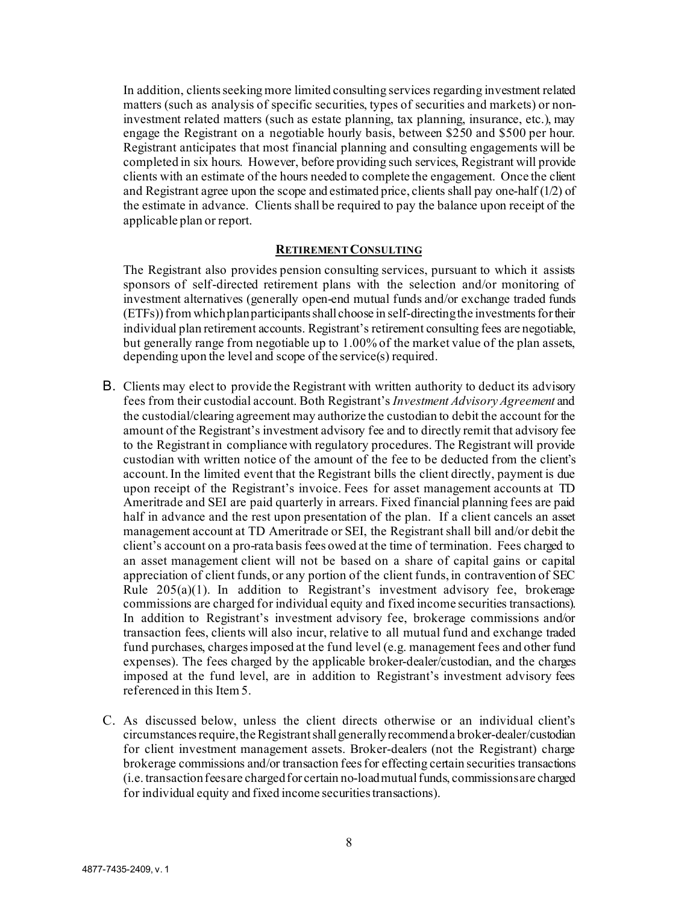In addition, clients seeking more limited consulting services regarding investment related matters (such as analysis of specific securities, types of securities and markets) or non-investment related matters (such as estate planning, tax planning, insurance, etc.), may engage the Registrant on a negotiable hourly basis, between $250 and $500 per hour. Registrant anticipates that most financial planning and consulting engagements will be completed in six hours. However, before providing such services, Registrant will provide clients with an estimate of the hours needed to complete the engagement. Once the client and Registrant agree upon the scope and estimated price, clients shall pay one-half (1/2) of the estimate in advance. Clients shall be required to pay the balance upon receipt of the applicable plan or report.

**RETIREMENT CONSULTING**

The Registrant also provides pension consulting services, pursuant to which it assists sponsors of self-directed retirement plans with the selection and/or monitoring of investment alternatives (generally open-end mutual funds and/or exchange traded funds (ETFs)) from which plan participants shall choose in self-directing the investments for their individual plan retirement accounts. Registrant's retirement consulting fees are negotiable, but generally range from negotiable up to 1.00% of the market value of the plan assets, depending upon the level and scope of the service(s) required.

B. Clients may elect to provide the Registrant with written authority to deduct its advisory fees from their custodial account. Both Registrant's *Investment Advisory Agreement* and the custodial/clearing agreement may authorize the custodian to debit the account for the amount of the Registrant's investment advisory fee and to directly remit that advisory fee to the Registrant in compliance with regulatory procedures. The Registrant will provide custodian with written notice of the amount of the fee to be deducted from the client's account. In the limited event that the Registrant bills the client directly, payment is due upon receipt of the Registrant's invoice. Fees for asset management accounts at TD Ameritrade and SEI are paid quarterly in arrears. Fixed financial planning fees are paid half in advance and the rest upon presentation of the plan. If a client cancels an asset management account at TD Ameritrade or SEI, the Registrant shall bill and/or debit the client's account on a pro-rata basis fees owed at the time of termination. Fees charged to an asset management client will not be based on a share of capital gains or capital appreciation of client funds, or any portion of the client funds, in contravention of SEC Rule 205(a)(1). In addition to Registrant's investment advisory fee, brokerage commissions are charged for individual equity and fixed income securities transactions). In addition to Registrant's investment advisory fee, brokerage commissions and/or transaction fees, clients will also incur, relative to all mutual fund and exchange traded fund purchases, charges imposed at the fund level (e.g. management fees and other fund expenses). The fees charged by the applicable broker-dealer/custodian, and the charges imposed at the fund level, are in addition to Registrant's investment advisory fees referenced in this Item 5.

C. As discussed below, unless the client directs otherwise or an individual client's circumstances require, the Registrant shall generally recommend a broker-dealer/custodian for client investment management assets. Broker-dealers (not the Registrant) charge brokerage commissions and/or transaction fees for effecting certain securities transactions (i.e. transaction fees are charged for certain no-load mutual funds, commissions are charged for individual equity and fixed income securities transactions).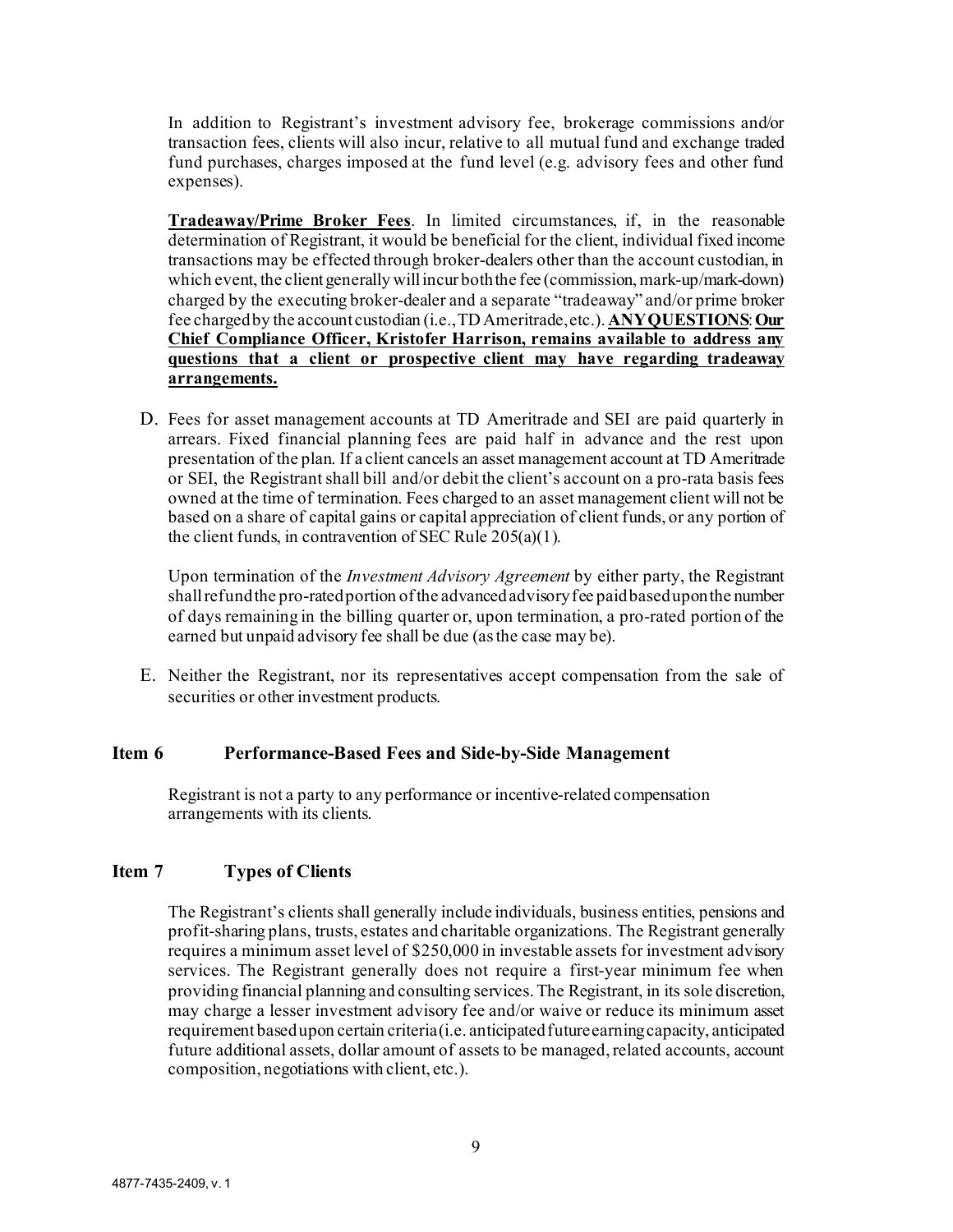In addition to Registrant's investment advisory fee, brokerage commissions and/or transaction fees, clients will also incur, relative to all mutual fund and exchange traded fund purchases, charges imposed at the fund level (e.g. advisory fees and other fund expenses).

**Tradeaway/Prime Broker Fees**. In limited circumstances, if, in the reasonable determination of Registrant, it would be beneficial for the client, individual fixed income transactions may be effected through broker-dealers other than the account custodian, in which event, the client generally will incur both the fee (commission, mark-up/mark-down) charged by the executing broker-dealer and a separate "tradeaway" and/or prime broker fee charged by the account custodian (i.e., TD Ameritrade, etc.). **ANY QUESTIONS**: **Our Chief Compliance Officer, Kristofer Harrison, remains available to address any questions that a client or prospective client may have regarding tradeaway arrangements.**

D. Fees for asset management accounts at TD Ameritrade and SEI are paid quarterly in arrears. Fixed financial planning fees are paid half in advance and the rest upon presentation of the plan. If a client cancels an asset management account at TD Ameritrade or SEI, the Registrant shall bill and/or debit the client's account on a pro-rata basis fees owned at the time of termination. Fees charged to an asset management client will not be based on a share of capital gains or capital appreciation of client funds, or any portion of the client funds, in contravention of SEC Rule 205(a)(1).

   Upon termination of the *Investment Advisory Agreement* by either party, the Registrant shall refund the pro-rated portion of the advanced advisory fee paid based upon the number of days remaining in the billing quarter or, upon termination, a pro-rated portion of the earned but unpaid advisory fee shall be due (as the case may be).

E. Neither the Registrant, nor its representatives accept compensation from the sale of securities or other investment products.

## Item 6 Performance-Based Fees and Side-by-Side Management

Registrant is not a party to any performance or incentive-related compensation arrangements with its clients.

## Item 7 Types of Clients

The Registrant's clients shall generally include individuals, business entities, pensions and profit-sharing plans, trusts, estates and charitable organizations. The Registrant generally requires a minimum asset level of $250,000 in investable assets for investment advisory services. The Registrant generally does not require a first-year minimum fee when providing financial planning and consulting services. The Registrant, in its sole discretion, may charge a lesser investment advisory fee and/or waive or reduce its minimum asset requirement based upon certain criteria (i.e. anticipated future earning capacity, anticipated future additional assets, dollar amount of assets to be managed, related accounts, account composition, negotiations with client, etc.).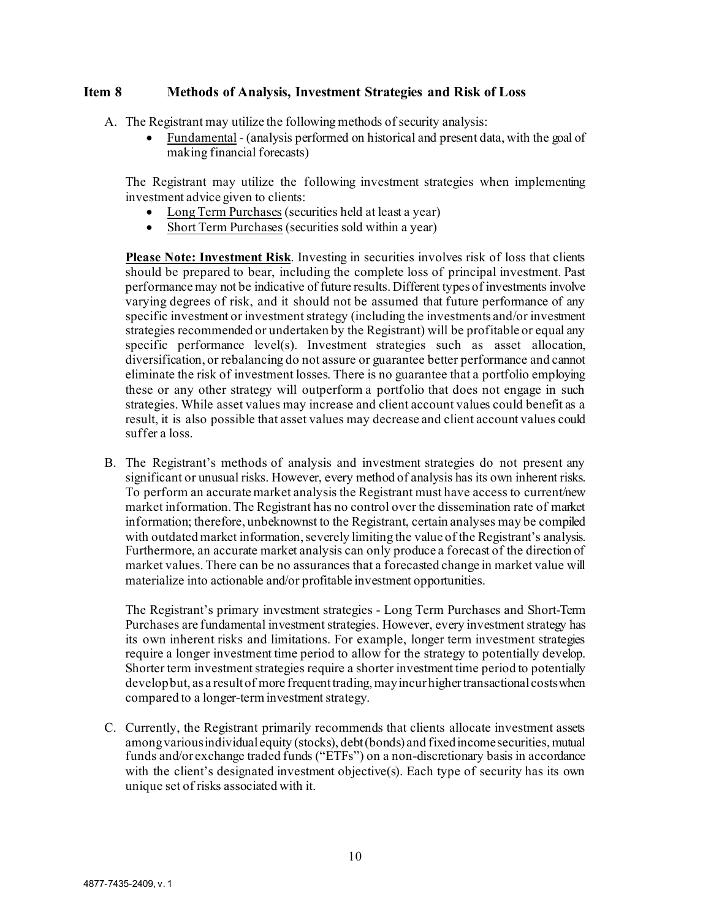## Item 8 Methods of Analysis, Investment Strategies and Risk of Loss

A. The Registrant may utilize the following methods of security analysis:

- Fundamental - (analysis performed on historical and present data, with the goal of making financial forecasts)

The Registrant may utilize the following investment strategies when implementing investment advice given to clients:

- Long Term Purchases (securities held at least a year)
- Short Term Purchases (securities sold within a year)

**Please Note: Investment Risk**. Investing in securities involves risk of loss that clients should be prepared to bear, including the complete loss of principal investment. Past performance may not be indicative of future results. Different types of investments involve varying degrees of risk, and it should not be assumed that future performance of any specific investment or investment strategy (including the investments and/or investment strategies recommended or undertaken by the Registrant) will be profitable or equal any specific performance level(s). Investment strategies such as asset allocation, diversification, or rebalancing do not assure or guarantee better performance and cannot eliminate the risk of investment losses. There is no guarantee that a portfolio employing these or any other strategy will outperform a portfolio that does not engage in such strategies. While asset values may increase and client account values could benefit as a result, it is also possible that asset values may decrease and client account values could suffer a loss.

B. The Registrant's methods of analysis and investment strategies do not present any significant or unusual risks. However, every method of analysis has its own inherent risks. To perform an accurate market analysis the Registrant must have access to current/new market information. The Registrant has no control over the dissemination rate of market information; therefore, unbeknownst to the Registrant, certain analyses may be compiled with outdated market information, severely limiting the value of the Registrant's analysis. Furthermore, an accurate market analysis can only produce a forecast of the direction of market values. There can be no assurances that a forecasted change in market value will materialize into actionable and/or profitable investment opportunities.

The Registrant's primary investment strategies - Long Term Purchases and Short-Term Purchases are fundamental investment strategies. However, every investment strategy has its own inherent risks and limitations. For example, longer term investment strategies require a longer investment time period to allow for the strategy to potentially develop. Shorter term investment strategies require a shorter investment time period to potentially develop but, as a result of more frequent trading, may incur higher transactional costs when compared to a longer-term investment strategy.

C. Currently, the Registrant primarily recommends that clients allocate investment assets among various individual equity (stocks), debt (bonds) and fixed income securities, mutual funds and/or exchange traded funds ("ETFs") on a non-discretionary basis in accordance with the client's designated investment objective(s). Each type of security has its own unique set of risks associated with it.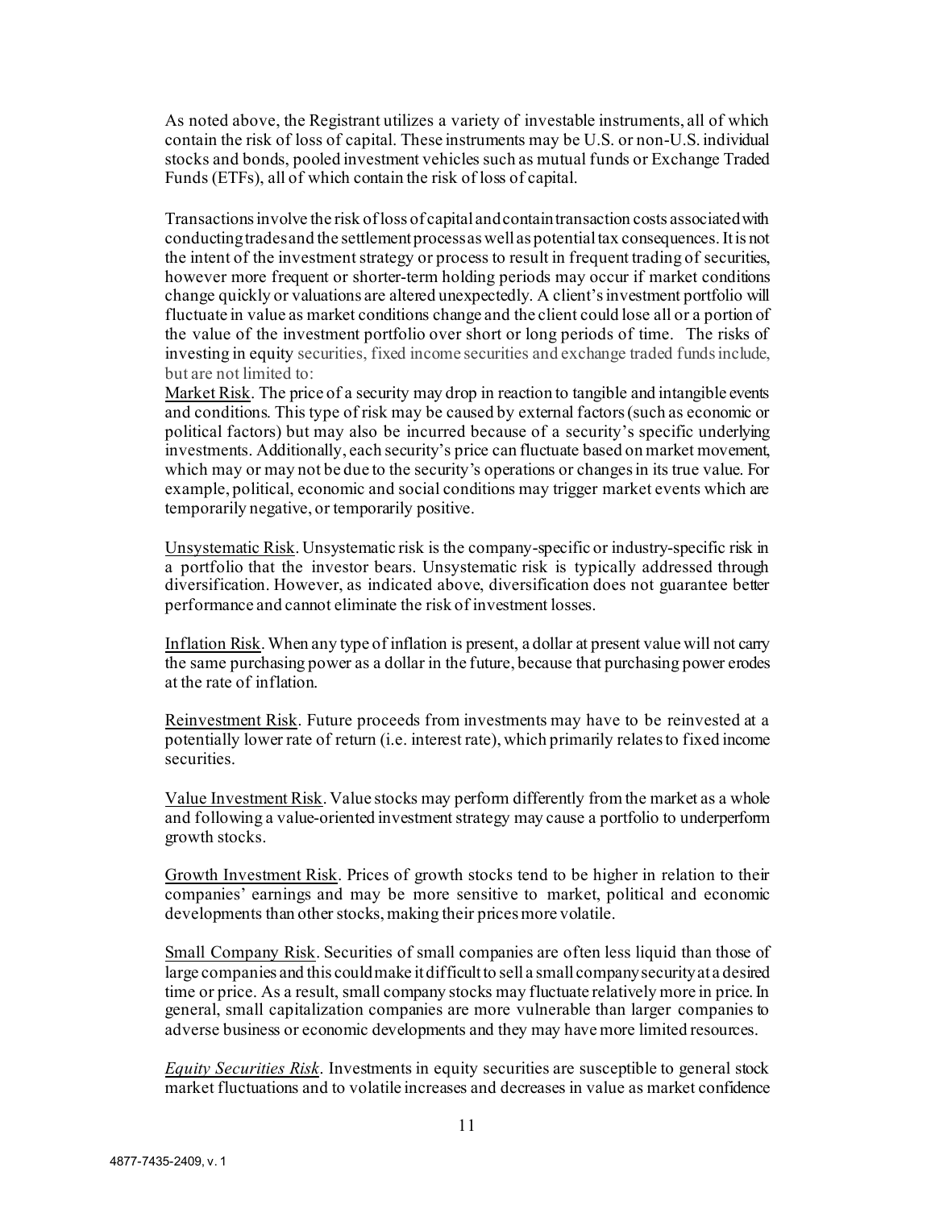As noted above, the Registrant utilizes a variety of investable instruments, all of which contain the risk of loss of capital. These instruments may be U.S. or non-U.S. individual stocks and bonds, pooled investment vehicles such as mutual funds or Exchange Traded Funds (ETFs), all of which contain the risk of loss of capital.

Transactions involve the risk of loss of capital and contain transaction costs associated with conducting trades and the settlement process as well as potential tax consequences. It is not the intent of the investment strategy or process to result in frequent trading of securities, however more frequent or shorter-term holding periods may occur if market conditions change quickly or valuations are altered unexpectedly. A client's investment portfolio will fluctuate in value as market conditions change and the client could lose all or a portion of the value of the investment portfolio over short or long periods of time. The risks of investing in equity securities, fixed income securities and exchange traded funds include, but are not limited to:

Market Risk. The price of a security may drop in reaction to tangible and intangible events and conditions. This type of risk may be caused by external factors (such as economic or political factors) but may also be incurred because of a security's specific underlying investments. Additionally, each security's price can fluctuate based on market movement, which may or may not be due to the security's operations or changes in its true value. For example, political, economic and social conditions may trigger market events which are temporarily negative, or temporarily positive.

Unsystematic Risk. Unsystematic risk is the company-specific or industry-specific risk in a portfolio that the investor bears. Unsystematic risk is typically addressed through diversification. However, as indicated above, diversification does not guarantee better performance and cannot eliminate the risk of investment losses.

Inflation Risk. When any type of inflation is present, a dollar at present value will not carry the same purchasing power as a dollar in the future, because that purchasing power erodes at the rate of inflation.

Reinvestment Risk. Future proceeds from investments may have to be reinvested at a potentially lower rate of return (i.e. interest rate), which primarily relates to fixed income securities.

Value Investment Risk. Value stocks may perform differently from the market as a whole and following a value-oriented investment strategy may cause a portfolio to underperform growth stocks.

Growth Investment Risk. Prices of growth stocks tend to be higher in relation to their companies' earnings and may be more sensitive to market, political and economic developments than other stocks, making their prices more volatile.

Small Company Risk. Securities of small companies are often less liquid than those of large companies and this could make it difficult to sell a small company security at a desired time or price. As a result, small company stocks may fluctuate relatively more in price. In general, small capitalization companies are more vulnerable than larger companies to adverse business or economic developments and they may have more limited resources.

*Equity Securities Risk*. Investments in equity securities are susceptible to general stock market fluctuations and to volatile increases and decreases in value as market confidence

4877-7435-2409, v. 1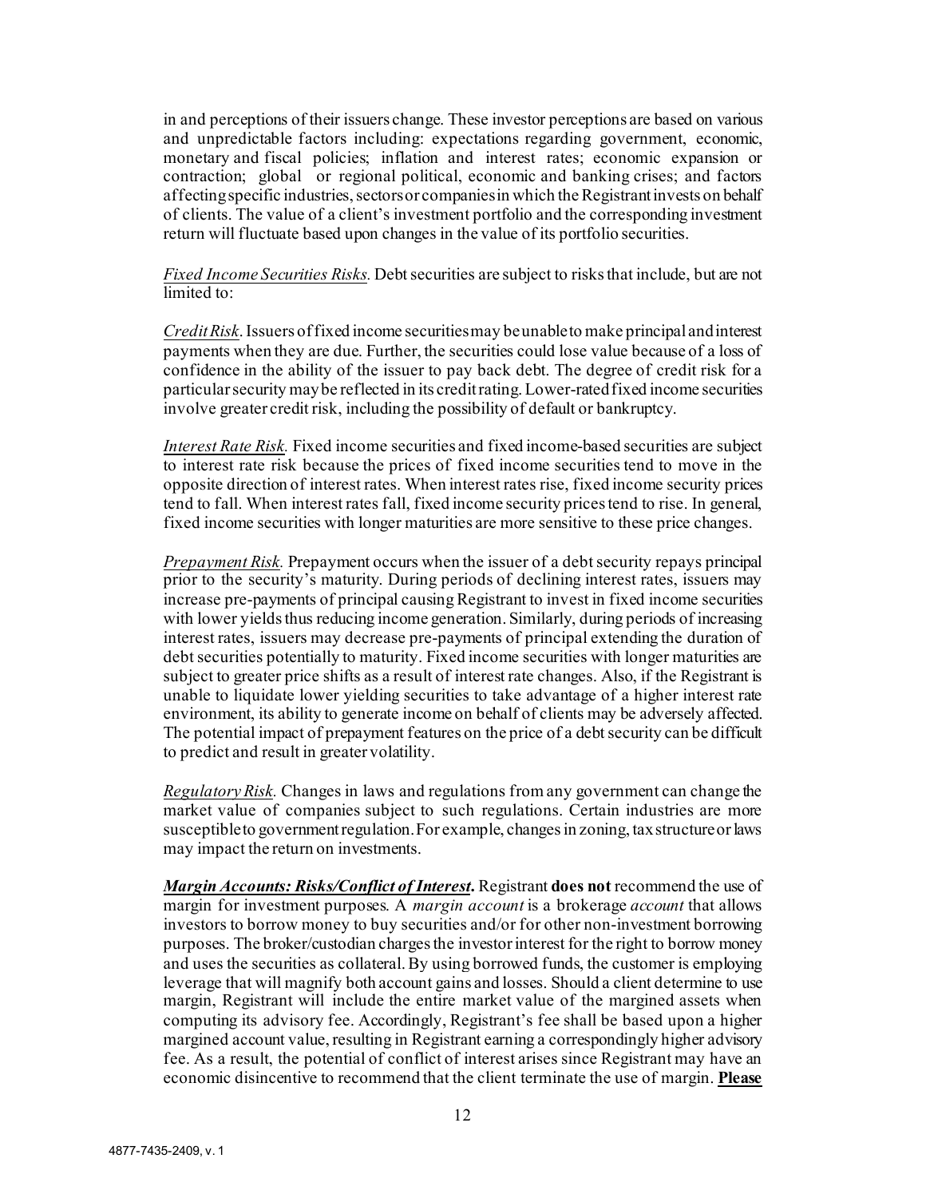in and perceptions of their issuers change. These investor perceptions are based on various and unpredictable factors including: expectations regarding government, economic, monetary and fiscal policies; inflation and interest rates; economic expansion or contraction; global or regional political, economic and banking crises; and factors affecting specific industries, sectors or companies in which the Registrant invests on behalf of clients. The value of a client's investment portfolio and the corresponding investment return will fluctuate based upon changes in the value of its portfolio securities.

*Fixed Income Securities Risks.* Debt securities are subject to risks that include, but are not limited to:

*Credit Risk.* Issuers of fixed income securities may be unable to make principal and interest payments when they are due. Further, the securities could lose value because of a loss of confidence in the ability of the issuer to pay back debt. The degree of credit risk for a particular security may be reflected in its credit rating. Lower-rated fixed income securities involve greater credit risk, including the possibility of default or bankruptcy.

*Interest Rate Risk.* Fixed income securities and fixed income-based securities are subject to interest rate risk because the prices of fixed income securities tend to move in the opposite direction of interest rates. When interest rates rise, fixed income security prices tend to fall. When interest rates fall, fixed income security prices tend to rise. In general, fixed income securities with longer maturities are more sensitive to these price changes.

*Prepayment Risk.* Prepayment occurs when the issuer of a debt security repays principal prior to the security's maturity. During periods of declining interest rates, issuers may increase pre-payments of principal causing Registrant to invest in fixed income securities with lower yields thus reducing income generation. Similarly, during periods of increasing interest rates, issuers may decrease pre-payments of principal extending the duration of debt securities potentially to maturity. Fixed income securities with longer maturities are subject to greater price shifts as a result of interest rate changes. Also, if the Registrant is unable to liquidate lower yielding securities to take advantage of a higher interest rate environment, its ability to generate income on behalf of clients may be adversely affected. The potential impact of prepayment features on the price of a debt security can be difficult to predict and result in greater volatility.

*Regulatory Risk.* Changes in laws and regulations from any government can change the market value of companies subject to such regulations. Certain industries are more susceptible to government regulation. For example, changes in zoning, tax structure or laws may impact the return on investments.

***Margin Accounts: Risks/Conflict of Interest*.** Registrant **does not** recommend the use of margin for investment purposes. A *margin account* is a brokerage *account* that allows investors to borrow money to buy securities and/or for other non-investment borrowing purposes. The broker/custodian charges the investor interest for the right to borrow money and uses the securities as collateral. By using borrowed funds, the customer is employing leverage that will magnify both account gains and losses. Should a client determine to use margin, Registrant will include the entire market value of the margined assets when computing its advisory fee. Accordingly, Registrant's fee shall be based upon a higher margined account value, resulting in Registrant earning a correspondingly higher advisory fee. As a result, the potential of conflict of interest arises since Registrant may have an economic disincentive to recommend that the client terminate the use of margin. **Please**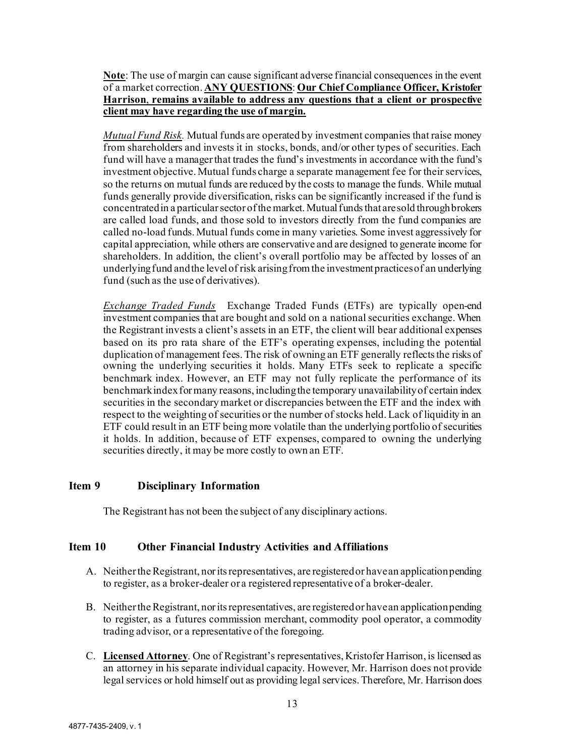**Note**: The use of margin can cause significant adverse financial consequences in the event of a market correction. **ANY QUESTIONS**: **Our Chief Compliance Officer, Kristofer Harrison, remains available to address any questions that a client or prospective client may have regarding the use of margin.**

*Mutual Fund Risk.* Mutual funds are operated by investment companies that raise money from shareholders and invests it in stocks, bonds, and/or other types of securities. Each fund will have a manager that trades the fund's investments in accordance with the fund's investment objective. Mutual funds charge a separate management fee for their services, so the returns on mutual funds are reduced by the costs to manage the funds. While mutual funds generally provide diversification, risks can be significantly increased if the fund is concentrated in a particular sector of the market. Mutual funds that are sold through brokers are called load funds, and those sold to investors directly from the fund companies are called no-load funds. Mutual funds come in many varieties. Some invest aggressively for capital appreciation, while others are conservative and are designed to generate income for shareholders. In addition, the client's overall portfolio may be affected by losses of an underlying fund and the level of risk arising from the investment practices of an underlying fund (such as the use of derivatives).

*Exchange Traded Funds* Exchange Traded Funds (ETFs) are typically open-end investment companies that are bought and sold on a national securities exchange. When the Registrant invests a client's assets in an ETF, the client will bear additional expenses based on its pro rata share of the ETF's operating expenses, including the potential duplication of management fees. The risk of owning an ETF generally reflects the risks of owning the underlying securities it holds. Many ETFs seek to replicate a specific benchmark index. However, an ETF may not fully replicate the performance of its benchmark index for many reasons, including the temporary unavailability of certain index securities in the secondary market or discrepancies between the ETF and the index with respect to the weighting of securities or the number of stocks held. Lack of liquidity in an ETF could result in an ETF being more volatile than the underlying portfolio of securities it holds. In addition, because of ETF expenses, compared to owning the underlying securities directly, it may be more costly to own an ETF.

## Item 9 Disciplinary Information

The Registrant has not been the subject of any disciplinary actions.

## Item 10 Other Financial Industry Activities and Affiliations

A. Neither the Registrant, nor its representatives, are registered or have an application pending to register, as a broker-dealer or a registered representative of a broker-dealer.

B. Neither the Registrant, nor its representatives, are registered or have an application pending to register, as a futures commission merchant, commodity pool operator, a commodity trading advisor, or a representative of the foregoing.

C. **Licensed Attorney**. One of Registrant's representatives, Kristofer Harrison, is licensed as an attorney in his separate individual capacity. However, Mr. Harrison does not provide legal services or hold himself out as providing legal services. Therefore, Mr. Harrison does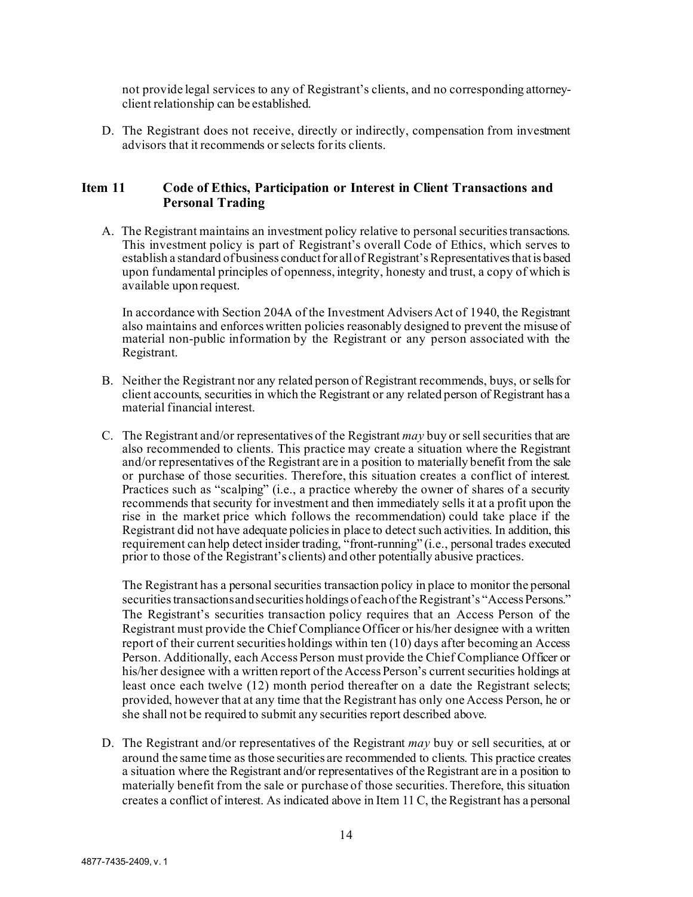not provide legal services to any of Registrant's clients, and no corresponding attorney-client relationship can be established.

D. The Registrant does not receive, directly or indirectly, compensation from investment advisors that it recommends or selects for its clients.

## Item 11 Code of Ethics, Participation or Interest in Client Transactions and Personal Trading

A. The Registrant maintains an investment policy relative to personal securities transactions. This investment policy is part of Registrant's overall Code of Ethics, which serves to establish a standard of business conduct for all of Registrant's Representatives that is based upon fundamental principles of openness, integrity, honesty and trust, a copy of which is available upon request.

In accordance with Section 204A of the Investment Advisers Act of 1940, the Registrant also maintains and enforces written policies reasonably designed to prevent the misuse of material non-public information by the Registrant or any person associated with the Registrant.

B. Neither the Registrant nor any related person of Registrant recommends, buys, or sells for client accounts, securities in which the Registrant or any related person of Registrant has a material financial interest.

C. The Registrant and/or representatives of the Registrant *may* buy or sell securities that are also recommended to clients. This practice may create a situation where the Registrant and/or representatives of the Registrant are in a position to materially benefit from the sale or purchase of those securities. Therefore, this situation creates a conflict of interest. Practices such as "scalping" (i.e., a practice whereby the owner of shares of a security recommends that security for investment and then immediately sells it at a profit upon the rise in the market price which follows the recommendation) could take place if the Registrant did not have adequate policies in place to detect such activities. In addition, this requirement can help detect insider trading, "front-running" (i.e., personal trades executed prior to those of the Registrant's clients) and other potentially abusive practices.

The Registrant has a personal securities transaction policy in place to monitor the personal securities transactions and securities holdings of each of the Registrant's "Access Persons." The Registrant's securities transaction policy requires that an Access Person of the Registrant must provide the Chief Compliance Officer or his/her designee with a written report of their current securities holdings within ten (10) days after becoming an Access Person. Additionally, each Access Person must provide the Chief Compliance Officer or his/her designee with a written report of the Access Person's current securities holdings at least once each twelve (12) month period thereafter on a date the Registrant selects; provided, however that at any time that the Registrant has only one Access Person, he or she shall not be required to submit any securities report described above.

D. The Registrant and/or representatives of the Registrant *may* buy or sell securities, at or around the same time as those securities are recommended to clients. This practice creates a situation where the Registrant and/or representatives of the Registrant are in a position to materially benefit from the sale or purchase of those securities. Therefore, this situation creates a conflict of interest. As indicated above in Item 11 C, the Registrant has a personal

4877-7435-2409, v. 1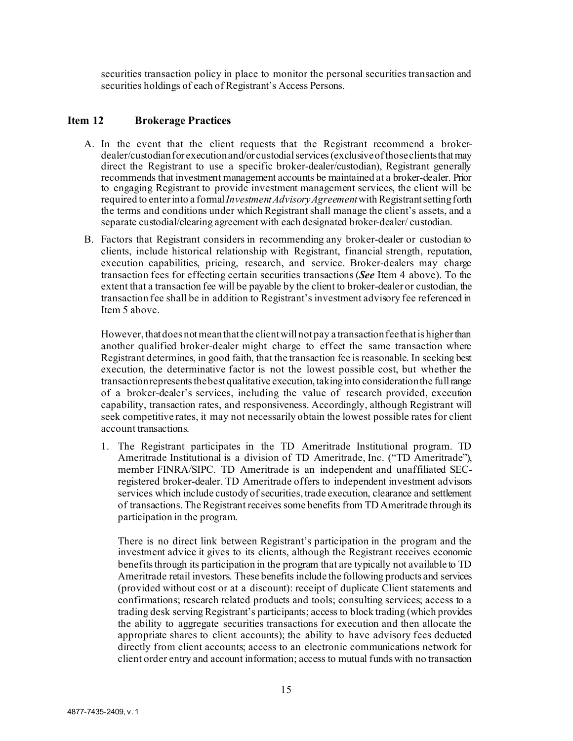securities transaction policy in place to monitor the personal securities transaction and securities holdings of each of Registrant's Access Persons.

## Item 12 Brokerage Practices

A. In the event that the client requests that the Registrant recommend a broker-dealer/custodian for execution and/or custodial services (exclusive of those clients that may direct the Registrant to use a specific broker-dealer/custodian), Registrant generally recommends that investment management accounts be maintained at a broker-dealer. Prior to engaging Registrant to provide investment management services, the client will be required to enter into a formal *Investment Advisory Agreement* with Registrant setting forth the terms and conditions under which Registrant shall manage the client's assets, and a separate custodial/clearing agreement with each designated broker-dealer/ custodian.

B. Factors that Registrant considers in recommending any broker-dealer or custodian to clients, include historical relationship with Registrant, financial strength, reputation, execution capabilities, pricing, research, and service. Broker-dealers may charge transaction fees for effecting certain securities transactions (***See*** Item 4 above). To the extent that a transaction fee will be payable by the client to broker-dealer or custodian, the transaction fee shall be in addition to Registrant's investment advisory fee referenced in Item 5 above.

   However, that does not mean that the client will not pay a transaction fee that is higher than another qualified broker-dealer might charge to effect the same transaction where Registrant determines, in good faith, that the transaction fee is reasonable. In seeking best execution, the determinative factor is not the lowest possible cost, but whether the transaction represents the best qualitative execution, taking into consideration the full range of a broker-dealer's services, including the value of research provided, execution capability, transaction rates, and responsiveness. Accordingly, although Registrant will seek competitive rates, it may not necessarily obtain the lowest possible rates for client account transactions.

   1. The Registrant participates in the TD Ameritrade Institutional program. TD Ameritrade Institutional is a division of TD Ameritrade, Inc. ("TD Ameritrade"), member FINRA/SIPC. TD Ameritrade is an independent and unaffiliated SEC-registered broker-dealer. TD Ameritrade offers to independent investment advisors services which include custody of securities, trade execution, clearance and settlement of transactions. The Registrant receives some benefits from TD Ameritrade through its participation in the program.

      There is no direct link between Registrant's participation in the program and the investment advice it gives to its clients, although the Registrant receives economic benefits through its participation in the program that are typically not available to TD Ameritrade retail investors. These benefits include the following products and services (provided without cost or at a discount): receipt of duplicate Client statements and confirmations; research related products and tools; consulting services; access to a trading desk serving Registrant's participants; access to block trading (which provides the ability to aggregate securities transactions for execution and then allocate the appropriate shares to client accounts); the ability to have advisory fees deducted directly from client accounts; access to an electronic communications network for client order entry and account information; access to mutual funds with no transaction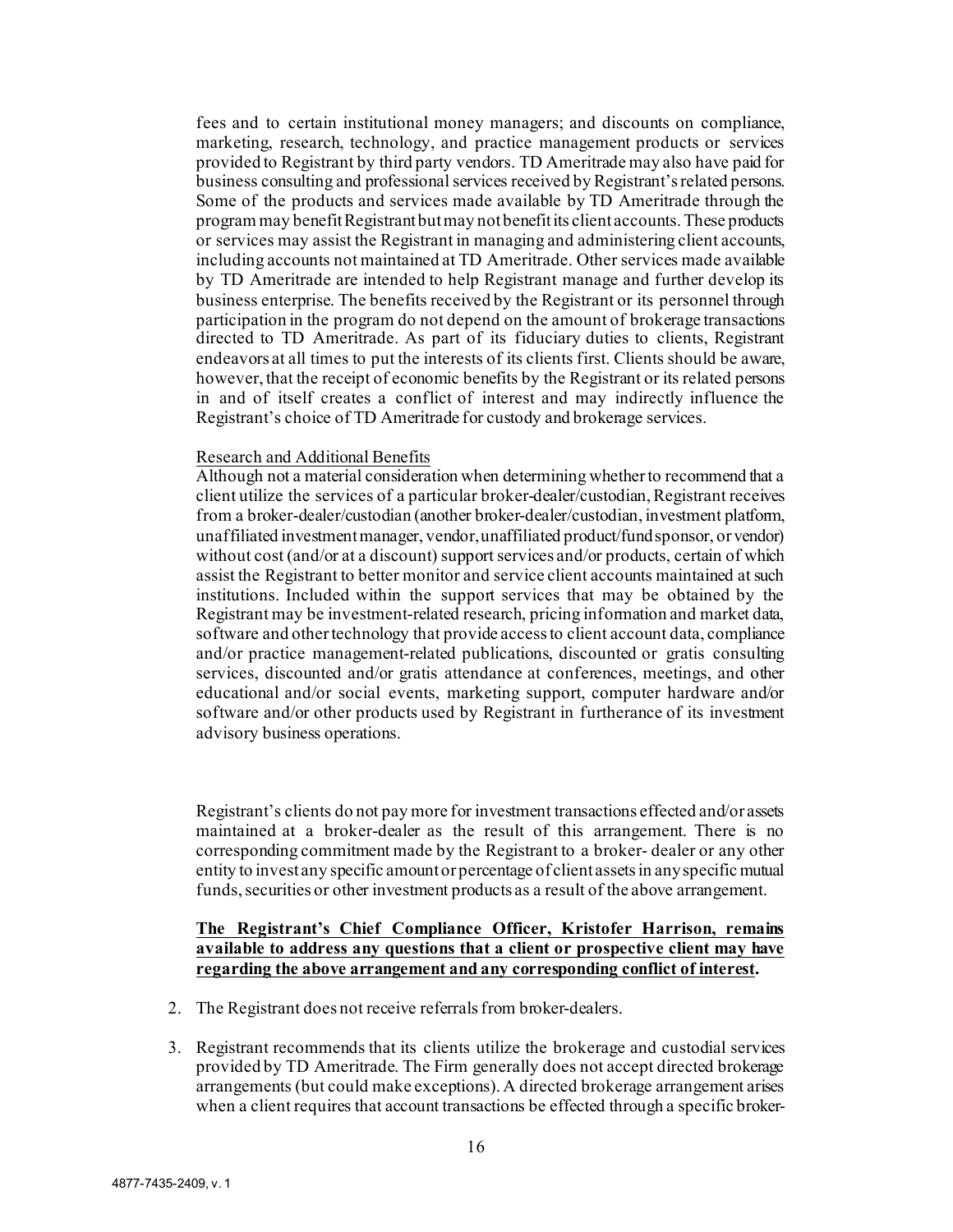fees and to certain institutional money managers; and discounts on compliance, marketing, research, technology, and practice management products or services provided to Registrant by third party vendors. TD Ameritrade may also have paid for business consulting and professional services received by Registrant's related persons. Some of the products and services made available by TD Ameritrade through the program may benefit Registrant but may not benefit its client accounts. These products or services may assist the Registrant in managing and administering client accounts, including accounts not maintained at TD Ameritrade. Other services made available by TD Ameritrade are intended to help Registrant manage and further develop its business enterprise. The benefits received by the Registrant or its personnel through participation in the program do not depend on the amount of brokerage transactions directed to TD Ameritrade. As part of its fiduciary duties to clients, Registrant endeavors at all times to put the interests of its clients first. Clients should be aware, however, that the receipt of economic benefits by the Registrant or its related persons in and of itself creates a conflict of interest and may indirectly influence the Registrant's choice of TD Ameritrade for custody and brokerage services.

Research and Additional Benefits

Although not a material consideration when determining whether to recommend that a client utilize the services of a particular broker-dealer/custodian, Registrant receives from a broker-dealer/custodian (another broker-dealer/custodian, investment platform, unaffiliated investment manager, vendor, unaffiliated product/fund sponsor, or vendor) without cost (and/or at a discount) support services and/or products, certain of which assist the Registrant to better monitor and service client accounts maintained at such institutions. Included within the support services that may be obtained by the Registrant may be investment-related research, pricing information and market data, software and other technology that provide access to client account data, compliance and/or practice management-related publications, discounted or gratis consulting services, discounted and/or gratis attendance at conferences, meetings, and other educational and/or social events, marketing support, computer hardware and/or software and/or other products used by Registrant in furtherance of its investment advisory business operations.

Registrant's clients do not pay more for investment transactions effected and/or assets maintained at a broker-dealer as the result of this arrangement. There is no corresponding commitment made by the Registrant to a broker- dealer or any other entity to invest any specific amount or percentage of client assets in any specific mutual funds, securities or other investment products as a result of the above arrangement.

**The Registrant's Chief Compliance Officer, Kristofer Harrison, remains available to address any questions that a client or prospective client may have regarding the above arrangement and any corresponding conflict of interest.**

2. The Registrant does not receive referrals from broker-dealers.

3. Registrant recommends that its clients utilize the brokerage and custodial services provided by TD Ameritrade. The Firm generally does not accept directed brokerage arrangements (but could make exceptions). A directed brokerage arrangement arises when a client requires that account transactions be effected through a specific broker-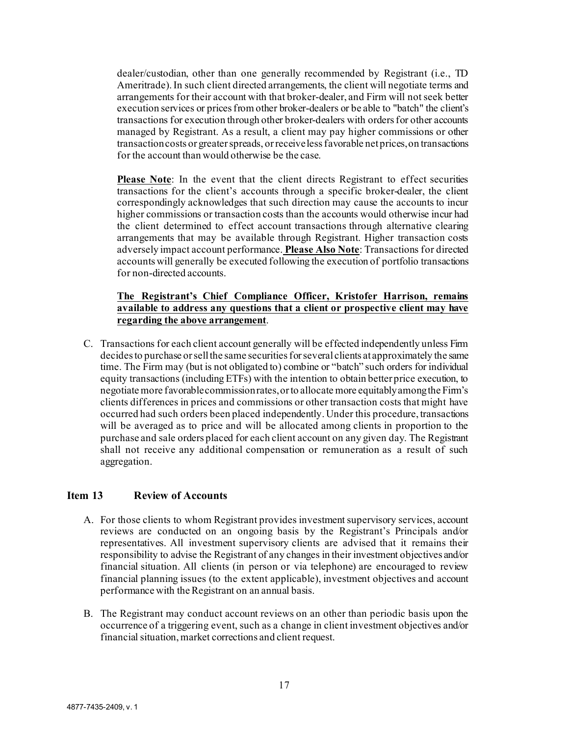dealer/custodian, other than one generally recommended by Registrant (i.e., TD Ameritrade). In such client directed arrangements, the client will negotiate terms and arrangements for their account with that broker-dealer, and Firm will not seek better execution services or prices from other broker-dealers or be able to "batch" the client's transactions for execution through other broker-dealers with orders for other accounts managed by Registrant. As a result, a client may pay higher commissions or other transaction costs or greater spreads, or receive less favorable net prices, on transactions for the account than would otherwise be the case.

**Please Note**: In the event that the client directs Registrant to effect securities transactions for the client's accounts through a specific broker-dealer, the client correspondingly acknowledges that such direction may cause the accounts to incur higher commissions or transaction costs than the accounts would otherwise incur had the client determined to effect account transactions through alternative clearing arrangements that may be available through Registrant. Higher transaction costs adversely impact account performance. **Please Also Note**: Transactions for directed accounts will generally be executed following the execution of portfolio transactions for non-directed accounts.

**The Registrant's Chief Compliance Officer, Kristofer Harrison, remains available to address any questions that a client or prospective client may have regarding the above arrangement**.

C. Transactions for each client account generally will be effected independently unless Firm decides to purchase or sell the same securities for several clients at approximately the same time. The Firm may (but is not obligated to) combine or "batch" such orders for individual equity transactions (including ETFs) with the intention to obtain better price execution, to negotiate more favorable commission rates, or to allocate more equitably among the Firm's clients differences in prices and commissions or other transaction costs that might have occurred had such orders been placed independently. Under this procedure, transactions will be averaged as to price and will be allocated among clients in proportion to the purchase and sale orders placed for each client account on any given day. The Registrant shall not receive any additional compensation or remuneration as a result of such aggregation.

## Item 13 Review of Accounts

A. For those clients to whom Registrant provides investment supervisory services, account reviews are conducted on an ongoing basis by the Registrant's Principals and/or representatives. All investment supervisory clients are advised that it remains their responsibility to advise the Registrant of any changes in their investment objectives and/or financial situation. All clients (in person or via telephone) are encouraged to review financial planning issues (to the extent applicable), investment objectives and account performance with the Registrant on an annual basis.

B. The Registrant may conduct account reviews on an other than periodic basis upon the occurrence of a triggering event, such as a change in client investment objectives and/or financial situation, market corrections and client request.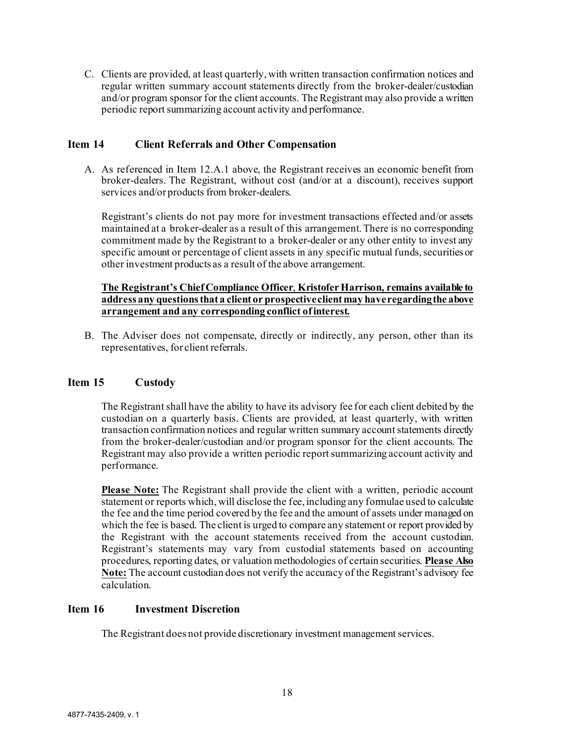C. Clients are provided, at least quarterly, with written transaction confirmation notices and regular written summary account statements directly from the broker-dealer/custodian and/or program sponsor for the client accounts. The Registrant may also provide a written periodic report summarizing account activity and performance.

## Item 14 Client Referrals and Other Compensation

A. As referenced in Item 12.A.1 above, the Registrant receives an economic benefit from broker-dealers. The Registrant, without cost (and/or at a discount), receives support services and/or products from broker-dealers.

Registrant's clients do not pay more for investment transactions effected and/or assets maintained at a broker-dealer as a result of this arrangement. There is no corresponding commitment made by the Registrant to a broker-dealer or any other entity to invest any specific amount or percentage of client assets in any specific mutual funds, securities or other investment products as a result of the above arrangement.

<u>**The Registrant's Chief Compliance Officer, Kristofer Harrison, remains available to address any questions that a client or prospective client may have regarding the above arrangement and any corresponding conflict of interest.**</u>

B. The Adviser does not compensate, directly or indirectly, any person, other than its representatives, for client referrals.

## Item 15 Custody

The Registrant shall have the ability to have its advisory fee for each client debited by the custodian on a quarterly basis. Clients are provided, at least quarterly, with written transaction confirmation notices and regular written summary account statements directly from the broker-dealer/custodian and/or program sponsor for the client accounts. The Registrant may also provide a written periodic report summarizing account activity and performance.

<u>**Please Note:**</u> The Registrant shall provide the client with a written, periodic account statement or reports which, will disclose the fee, including any formulae used to calculate the fee and the time period covered by the fee and the amount of assets under managed on which the fee is based. The client is urged to compare any statement or report provided by the Registrant with the account statements received from the account custodian. Registrant's statements may vary from custodial statements based on accounting procedures, reporting dates, or valuation methodologies of certain securities. <u>**Please Also Note:**</u> The account custodian does not verify the accuracy of the Registrant's advisory fee calculation.

## Item 16 Investment Discretion

The Registrant does not provide discretionary investment management services.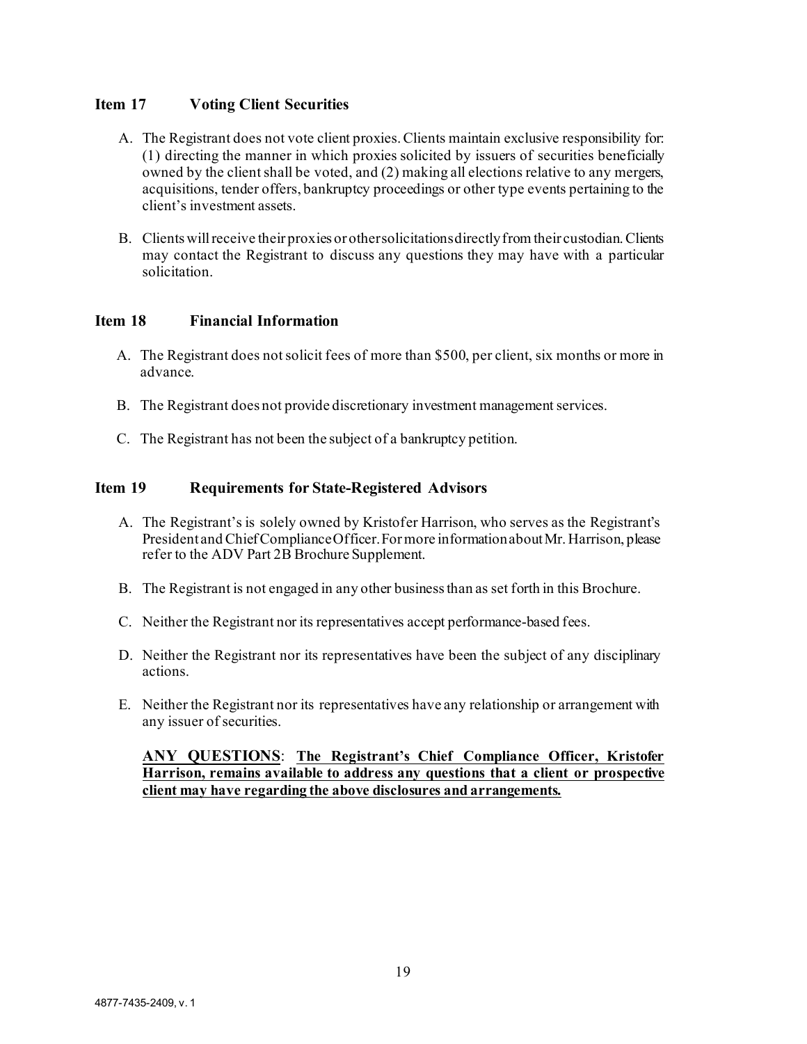## Item 17 Voting Client Securities

A. The Registrant does not vote client proxies. Clients maintain exclusive responsibility for: (1) directing the manner in which proxies solicited by issuers of securities beneficially owned by the client shall be voted, and (2) making all elections relative to any mergers, acquisitions, tender offers, bankruptcy proceedings or other type events pertaining to the client's investment assets.

B. Clients will receive their proxies or other solicitations directly from their custodian. Clients may contact the Registrant to discuss any questions they may have with a particular solicitation.

## Item 18 Financial Information

A. The Registrant does not solicit fees of more than $500, per client, six months or more in advance.

B. The Registrant does not provide discretionary investment management services.

C. The Registrant has not been the subject of a bankruptcy petition.

## Item 19 Requirements for State-Registered Advisors

A. The Registrant's is solely owned by Kristofer Harrison, who serves as the Registrant's President and Chief Compliance Officer. For more information about Mr. Harrison, please refer to the ADV Part 2B Brochure Supplement.

B. The Registrant is not engaged in any other business than as set forth in this Brochure.

C. Neither the Registrant nor its representatives accept performance-based fees.

D. Neither the Registrant nor its representatives have been the subject of any disciplinary actions.

E. Neither the Registrant nor its representatives have any relationship or arrangement with any issuer of securities.

**ANY QUESTIONS**: **The Registrant's Chief Compliance Officer, Kristofer Harrison, remains available to address any questions that a client or prospective client may have regarding the above disclosures and arrangements.**

4877-7435-2409, v. 1